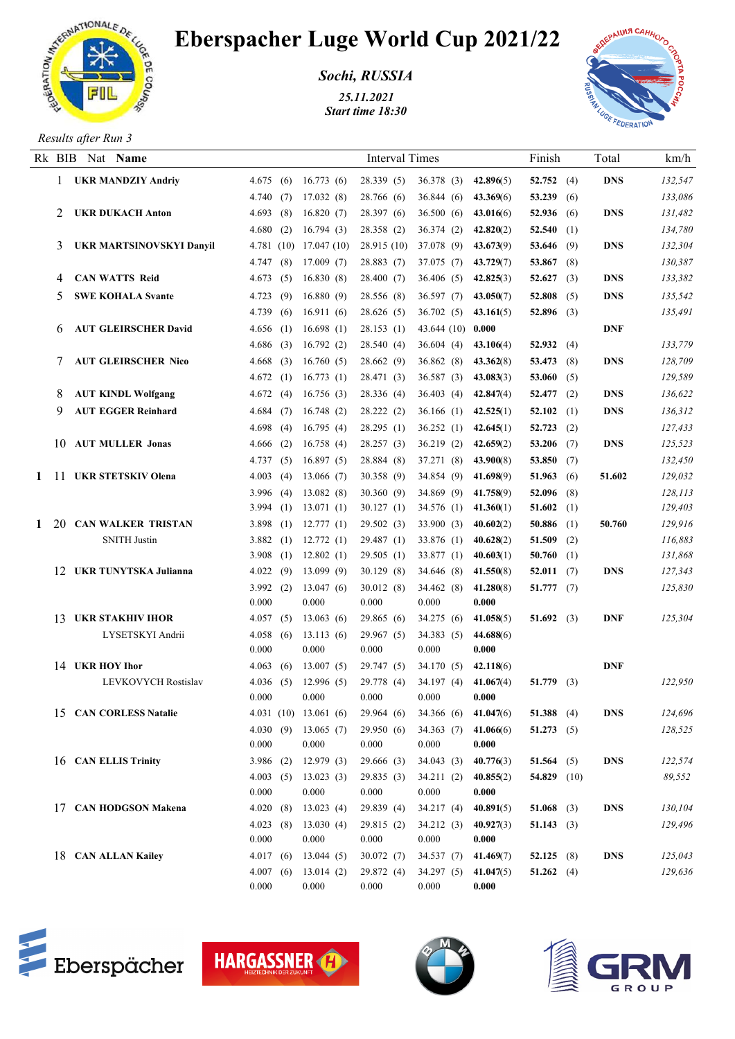# Eberspacher Luge World Cup 2021/22

***Sochi, RUSSIA***

*25.11.2021*
*Start time 18:30*

*Results after Run 3*

| Rk | BIB | Nat Name | Interval Times | | | | | Finish | Total | km/h |
|---|---|---|---|---|---|---|---|---|---|---|
| | 1 | **UKR MANDZIY Andriy** | 4.675 (6) | 16.773 (6) | 28.339 (5) | 36.378 (3) | **42.896**(5) | **52.752** (4) | **DNS** | *132,547* |
| | | | 4.740 (7) | 17.032 (8) | 28.766 (6) | 36.844 (6) | **43.369**(6) | **53.239** (6) | | *133,086* |
| | 2 | **UKR DUKACH Anton** | 4.693 (8) | 16.820 (7) | 28.397 (6) | 36.500 (6) | **43.016**(6) | **52.936** (6) | **DNS** | *131,482* |
| | | | 4.680 (2) | 16.794 (3) | 28.358 (2) | 36.374 (2) | **42.820**(2) | **52.540** (1) | | *134,780* |
| | 3 | **UKR MARTSINOVSKYI Danyil** | 4.781 (10) | 17.047 (10) | 28.915 (10) | 37.078 (9) | **43.673**(9) | **53.646** (9) | **DNS** | *132,304* |
| | | | 4.747 (8) | 17.009 (7) | 28.883 (7) | 37.075 (7) | **43.729**(7) | **53.867** (8) | | *130,387* |
| | 4 | **CAN WATTS Reid** | 4.673 (5) | 16.830 (8) | 28.400 (7) | 36.406 (5) | **42.825**(3) | **52.627** (3) | **DNS** | *133,382* |
| | 5 | **SWE KOHALA Svante** | 4.723 (9) | 16.880 (9) | 28.556 (8) | 36.597 (7) | **43.050**(7) | **52.808** (5) | **DNS** | *135,542* |
| | | | 4.739 (6) | 16.911 (6) | 28.626 (5) | 36.702 (5) | **43.161**(5) | **52.896** (3) | | *135,491* |
| | 6 | **AUT GLEIRSCHER David** | 4.656 (1) | 16.698 (1) | 28.153 (1) | 43.644 (10) | **0.000** | | **DNF** | |
| | | | 4.686 (3) | 16.792 (2) | 28.540 (4) | 36.604 (4) | **43.106**(4) | **52.932** (4) | | *133,779* |
| | 7 | **AUT GLEIRSCHER Nico** | 4.668 (3) | 16.760 (5) | 28.662 (9) | 36.862 (8) | **43.362**(8) | **53.473** (8) | **DNS** | *128,709* |
| | | | 4.672 (1) | 16.773 (1) | 28.471 (3) | 36.587 (3) | **43.083**(3) | **53.060** (5) | | *129,589* |
| | 8 | **AUT KINDL Wolfgang** | 4.672 (4) | 16.756 (3) | 28.336 (4) | 36.403 (4) | **42.847**(4) | **52.477** (2) | **DNS** | *136,622* |
| | 9 | **AUT EGGER Reinhard** | 4.684 (7) | 16.748 (2) | 28.222 (2) | 36.166 (1) | **42.525**(1) | **52.102** (1) | **DNS** | *136,312* |
| | | | 4.698 (4) | 16.795 (4) | 28.295 (1) | 36.252 (1) | **42.645**(1) | **52.723** (2) | | *127,433* |
| | 10 | **AUT MULLER Jonas** | 4.666 (2) | 16.758 (4) | 28.257 (3) | 36.219 (2) | **42.659**(2) | **53.206** (7) | **DNS** | *125,523* |
| | | | 4.737 (5) | 16.897 (5) | 28.884 (8) | 37.271 (8) | **43.900**(8) | **53.850** (7) | | *132,450* |
| **1** | 11 | **UKR STETSKIV Olena** | 4.003 (4) | 13.066 (7) | 30.358 (9) | 34.854 (9) | **41.698**(9) | **51.963** (6) | **51.602** | *129,032* |
| | | | 3.996 (4) | 13.082 (8) | 30.360 (9) | 34.869 (9) | **41.758**(9) | **52.096** (8) | | *128,113* |
| | | | 3.994 (1) | 13.071 (1) | 30.127 (1) | 34.576 (1) | **41.360**(1) | **51.602** (1) | | *129,403* |
| **1** | 20 | **CAN WALKER TRISTAN** | 3.898 (1) | 12.777 (1) | 29.502 (3) | 33.900 (3) | **40.602**(2) | **50.886** (1) | **50.760** | *129,916* |
| | | SNITH Justin | 3.882 (1) | 12.772 (1) | 29.487 (1) | 33.876 (1) | **40.628**(2) | **51.509** (2) | | *116,883* |
| | | | 3.908 (1) | 12.802 (1) | 29.505 (1) | 33.877 (1) | **40.603**(1) | **50.760** (1) | | *131,868* |
| | 12 | **UKR TUNYTSKA Julianna** | 4.022 (9) | 13.099 (9) | 30.129 (8) | 34.646 (8) | **41.550**(8) | **52.011** (7) | **DNS** | *127,343* |
| | | | 3.992 (2) | 13.047 (6) | 30.012 (8) | 34.462 (8) | **41.280**(8) | **51.777** (7) | | *125,830* |
| | | | 0.000 | 0.000 | 0.000 | 0.000 | **0.000** | | | |
| | 13 | **UKR STAKHIV IHOR** | 4.057 (5) | 13.063 (6) | 29.865 (6) | 34.275 (6) | **41.058**(5) | **51.692** (3) | **DNF** | *125,304* |
| | | LYSETSKYI Andrii | 4.058 (6) | 13.113 (6) | 29.967 (5) | 34.383 (5) | **44.688**(6) | | | |
| | | | 0.000 | 0.000 | 0.000 | 0.000 | **0.000** | | | |
| | 14 | **UKR HOY Ihor** | 4.063 (6) | 13.007 (5) | 29.747 (5) | 34.170 (5) | **42.118**(6) | | **DNF** | |
| | | LEVKOVYCH Rostislav | 4.036 (5) | 12.996 (5) | 29.778 (4) | 34.197 (4) | **41.067**(4) | **51.779** (3) | | *122,950* |
| | | | 0.000 | 0.000 | 0.000 | 0.000 | **0.000** | | | |
| | 15 | **CAN CORLESS Natalie** | 4.031 (10) | 13.061 (6) | 29.964 (6) | 34.366 (6) | **41.047**(6) | **51.388** (4) | **DNS** | *124,696* |
| | | | 4.030 (9) | 13.065 (7) | 29.950 (6) | 34.363 (7) | **41.066**(6) | **51.273** (5) | | *128,525* |
| | | | 0.000 | 0.000 | 0.000 | 0.000 | **0.000** | | | |
| | 16 | **CAN ELLIS Trinity** | 3.986 (2) | 12.979 (3) | 29.666 (3) | 34.043 (3) | **40.776**(3) | **51.564** (5) | **DNS** | *122,574* |
| | | | 4.003 (5) | 13.023 (3) | 29.835 (3) | 34.211 (2) | **40.855**(2) | **54.829** (10) | | *89,552* |
| | | | 0.000 | 0.000 | 0.000 | 0.000 | **0.000** | | | |
| | 17 | **CAN HODGSON Makena** | 4.020 (8) | 13.023 (4) | 29.839 (4) | 34.217 (4) | **40.891**(5) | **51.068** (3) | **DNS** | *130,104* |
| | | | 4.023 (8) | 13.030 (4) | 29.815 (2) | 34.212 (3) | **40.927**(3) | **51.143** (3) | | *129,496* |
| | | | 0.000 | 0.000 | 0.000 | 0.000 | **0.000** | | | |
| | 18 | **CAN ALLAN Kailey** | 4.017 (6) | 13.044 (5) | 30.072 (7) | 34.537 (7) | **41.469**(7) | **52.125** (8) | **DNS** | *125,043* |
| | | | 4.007 (6) | 13.014 (2) | 29.872 (4) | 34.297 (5) | **41.047**(5) | **51.262** (4) | | *129,636* |
| | | | 0.000 | 0.000 | 0.000 | 0.000 | **0.000** | | | |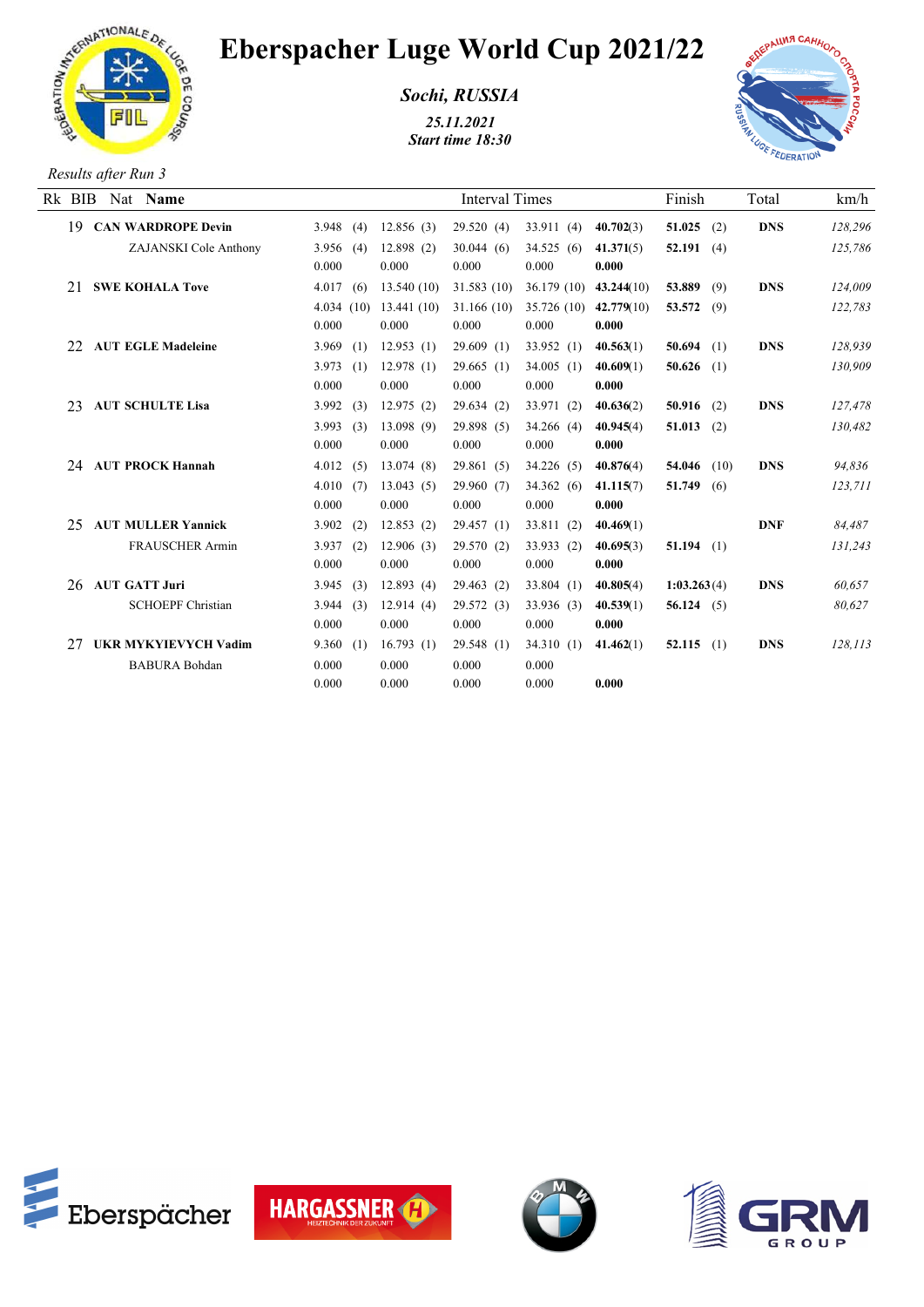# Eberspacher Luge World Cup 2021/22

*Sochi, RUSSIA*

*25.11.2021*
*Start time 18:30*

*Results after Run 3*

| Rk | BIB | Nat | Name | Interval Times | | | | | Finish | Total | km/h |
|---|---|---|---|---|---|---|---|---|---|---|---|
| | 19 | CAN | **WARDROPE Devin** | 3.948 (4) | 12.856 (3) | 29.520 (4) | 33.911 (4) | **40.702**(3) | **51.025** (2) | **DNS** | *128,296* |
| | | | ZAJANSKI Cole Anthony | 3.956 (4) | 12.898 (2) | 30.044 (6) | 34.525 (6) | **41.371**(5) | **52.191** (4) | | *125,786* |
| | | | | 0.000 | 0.000 | 0.000 | 0.000 | **0.000** | | | |
| | 21 | SWE | **KOHALA Tove** | 4.017 (6) | 13.540 (10) | 31.583 (10) | 36.179 (10) | **43.244**(10) | **53.889** (9) | **DNS** | *124,009* |
| | | | | 4.034 (10) | 13.441 (10) | 31.166 (10) | 35.726 (10) | **42.779**(10) | **53.572** (9) | | *122,783* |
| | | | | 0.000 | 0.000 | 0.000 | 0.000 | **0.000** | | | |
| | 22 | AUT | **EGLE Madeleine** | 3.969 (1) | 12.953 (1) | 29.609 (1) | 33.952 (1) | **40.563**(1) | **50.694** (1) | **DNS** | *128,939* |
| | | | | 3.973 (1) | 12.978 (1) | 29.665 (1) | 34.005 (1) | **40.609**(1) | **50.626** (1) | | *130,909* |
| | | | | 0.000 | 0.000 | 0.000 | 0.000 | **0.000** | | | |
| | 23 | AUT | **SCHULTE Lisa** | 3.992 (3) | 12.975 (2) | 29.634 (2) | 33.971 (2) | **40.636**(2) | **50.916** (2) | **DNS** | *127,478* |
| | | | | 3.993 (3) | 13.098 (9) | 29.898 (5) | 34.266 (4) | **40.945**(4) | **51.013** (2) | | *130,482* |
| | | | | 0.000 | 0.000 | 0.000 | 0.000 | **0.000** | | | |
| | 24 | AUT | **PROCK Hannah** | 4.012 (5) | 13.074 (8) | 29.861 (5) | 34.226 (5) | **40.876**(4) | **54.046** (10) | **DNS** | *94,836* |
| | | | | 4.010 (7) | 13.043 (5) | 29.960 (7) | 34.362 (6) | **41.115**(7) | **51.749** (6) | | *123,711* |
| | | | | 0.000 | 0.000 | 0.000 | 0.000 | **0.000** | | | |
| | 25 | AUT | **MULLER Yannick** | 3.902 (2) | 12.853 (2) | 29.457 (1) | 33.811 (2) | **40.469**(1) | | **DNF** | *84,487* |
| | | | FRAUSCHER Armin | 3.937 (2) | 12.906 (3) | 29.570 (2) | 33.933 (2) | **40.695**(3) | **51.194** (1) | | *131,243* |
| | | | | 0.000 | 0.000 | 0.000 | 0.000 | **0.000** | | | |
| | 26 | AUT | **GATT Juri** | 3.945 (3) | 12.893 (4) | 29.463 (2) | 33.804 (1) | **40.805**(4) | **1:03.263**(4) | **DNS** | *60,657* |
| | | | SCHOEPF Christian | 3.944 (3) | 12.914 (4) | 29.572 (3) | 33.936 (3) | **40.539**(1) | **56.124** (5) | | *80,627* |
| | | | | 0.000 | 0.000 | 0.000 | 0.000 | **0.000** | | | |
| | 27 | UKR | **MYKYIEVYCH Vadim** | 9.360 (1) | 16.793 (1) | 29.548 (1) | 34.310 (1) | **41.462**(1) | **52.115** (1) | **DNS** | *128,113* |
| | | | BABURA Bohdan | 0.000 | 0.000 | 0.000 | 0.000 | | | | |
| | | | | 0.000 | 0.000 | 0.000 | 0.000 | **0.000** | | | |